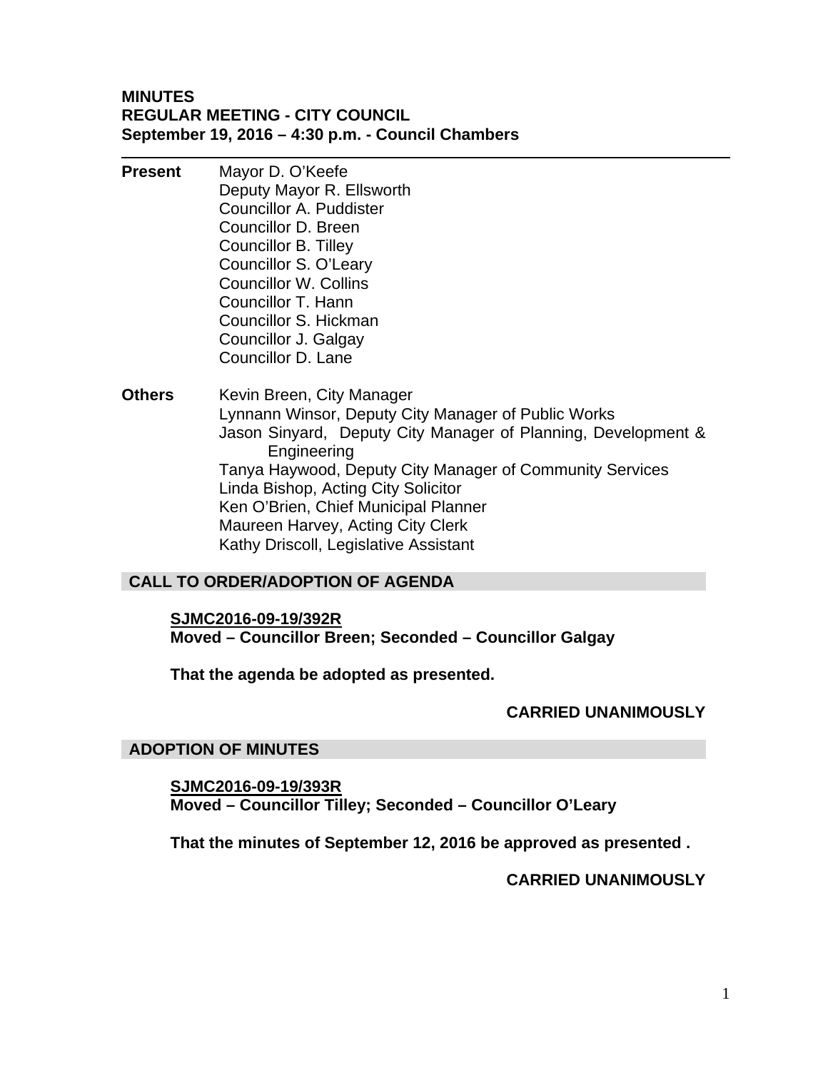**MINUTES**
**REGULAR MEETING - CITY COUNCIL**
**September 19, 2016 – 4:30 p.m. - Council Chambers**

---

**Present**
Mayor D. O'Keefe
Deputy Mayor R. Ellsworth
Councillor A. Puddister
Councillor D. Breen
Councillor B. Tilley
Councillor S. O'Leary
Councillor W. Collins
Councillor T. Hann
Councillor S. Hickman
Councillor J. Galgay
Councillor D. Lane

**Others**
Kevin Breen, City Manager
Lynnann Winsor, Deputy City Manager of Public Works
Jason Sinyard, Deputy City Manager of Planning, Development & Engineering
Tanya Haywood, Deputy City Manager of Community Services
Linda Bishop, Acting City Solicitor
Ken O'Brien, Chief Municipal Planner
Maureen Harvey, Acting City Clerk
Kathy Driscoll, Legislative Assistant

## CALL TO ORDER/ADOPTION OF AGENDA

**SJMC2016-09-19/392R**
**Moved – Councillor Breen; Seconded – Councillor Galgay**

**That the agenda be adopted as presented.**

**CARRIED UNANIMOUSLY**

## ADOPTION OF MINUTES

**SJMC2016-09-19/393R**
**Moved – Councillor Tilley; Seconded – Councillor O'Leary**

**That the minutes of September 12, 2016 be approved as presented .**

**CARRIED UNANIMOUSLY**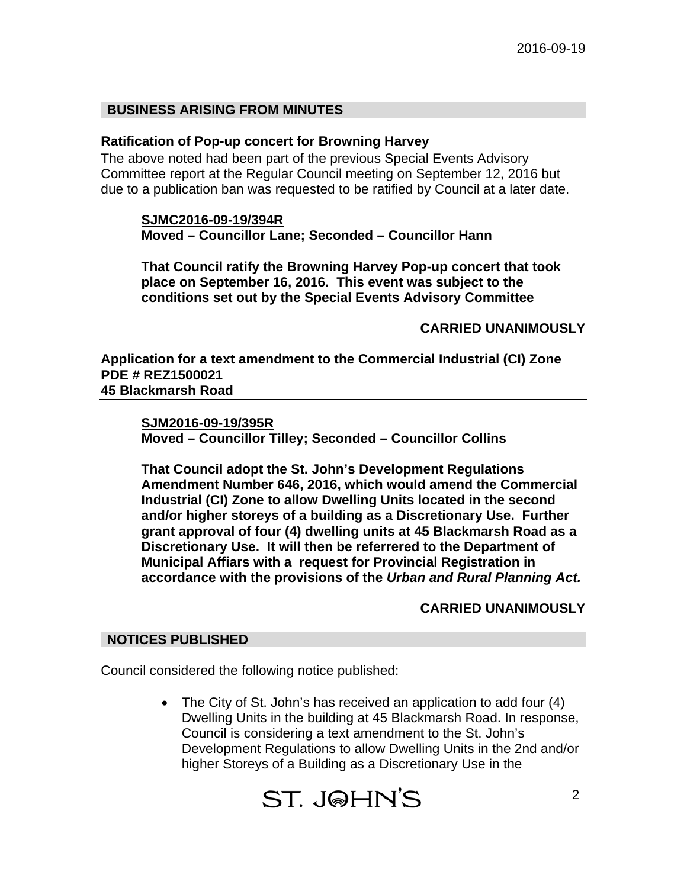## BUSINESS ARISING FROM MINUTES

### Ratification of Pop-up concert for Browning Harvey

The above noted had been part of the previous Special Events Advisory Committee report at the Regular Council meeting on September 12, 2016 but due to a publication ban was requested to be ratified by Council at a later date.

> **SJMC2016-09-19/394R**
> **Moved – Councillor Lane; Seconded – Councillor Hann**
>
> **That Council ratify the Browning Harvey Pop-up concert that took place on September 16, 2016. This event was subject to the conditions set out by the Special Events Advisory Committee**
>
> **CARRIED UNANIMOUSLY**

### Application for a text amendment to the Commercial Industrial (CI) Zone PDE # REZ1500021 45 Blackmarsh Road

> **SJM2016-09-19/395R**
> **Moved – Councillor Tilley; Seconded – Councillor Collins**
>
> **That Council adopt the St. John's Development Regulations Amendment Number 646, 2016, which would amend the Commercial Industrial (CI) Zone to allow Dwelling Units located in the second and/or higher storeys of a building as a Discretionary Use. Further grant approval of four (4) dwelling units at 45 Blackmarsh Road as a Discretionary Use. It will then be referrered to the Department of Municipal Affiars with a request for Provincial Registration in accordance with the provisions of the *Urban and Rural Planning Act.***
>
> **CARRIED UNANIMOUSLY**

## NOTICES PUBLISHED

Council considered the following notice published:

- The City of St. John's has received an application to add four (4) Dwelling Units in the building at 45 Blackmarsh Road. In response, Council is considering a text amendment to the St. John's Development Regulations to allow Dwelling Units in the 2nd and/or higher Storeys of a Building as a Discretionary Use in the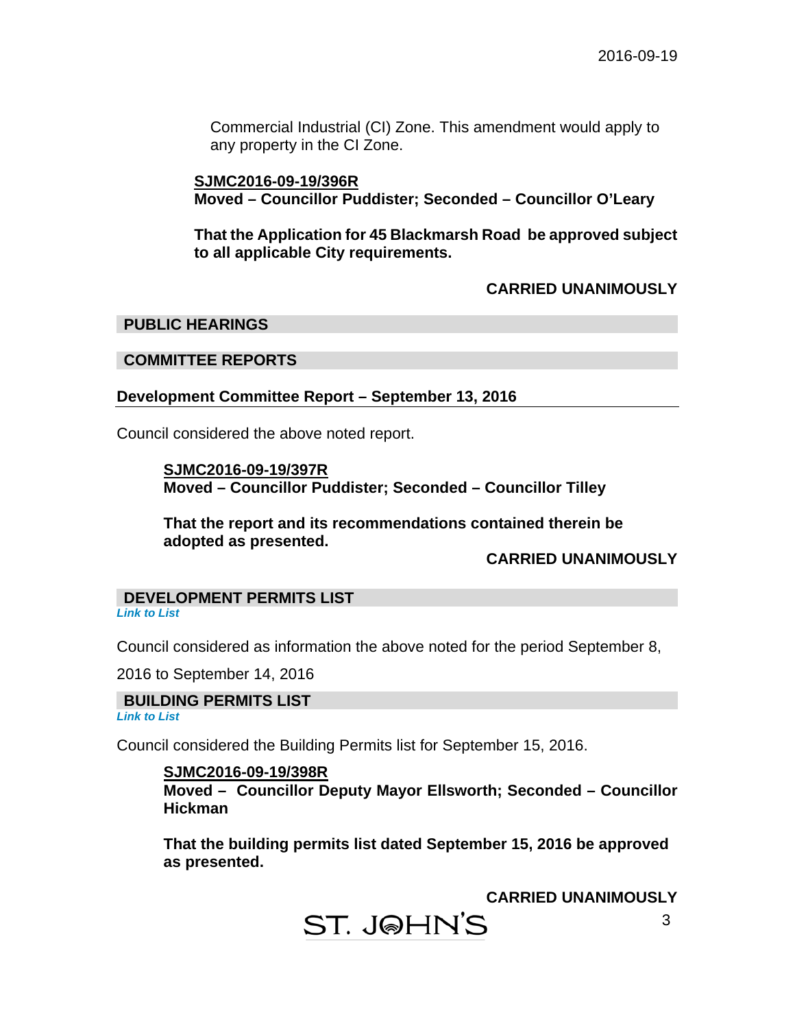Commercial Industrial (CI) Zone. This amendment would apply to any property in the CI Zone.

**SJMC2016-09-19/396R**
**Moved – Councillor Puddister; Seconded – Councillor O'Leary**

**That the Application for 45 Blackmarsh Road be approved subject to all applicable City requirements.**

**CARRIED UNANIMOUSLY**

## PUBLIC HEARINGS

## COMMITTEE REPORTS

### Development Committee Report – September 13, 2016

Council considered the above noted report.

**SJMC2016-09-19/397R**
**Moved – Councillor Puddister; Seconded – Councillor Tilley**

**That the report and its recommendations contained therein be adopted as presented.**

**CARRIED UNANIMOUSLY**

## DEVELOPMENT PERMITS LIST

*Link to List*

Council considered as information the above noted for the period September 8, 2016 to September 14, 2016

## BUILDING PERMITS LIST

*Link to List*

Council considered the Building Permits list for September 15, 2016.

**SJMC2016-09-19/398R**
**Moved – Councillor Deputy Mayor Ellsworth; Seconded – Councillor Hickman**

**That the building permits list dated September 15, 2016 be approved as presented.**

**CARRIED UNANIMOUSLY**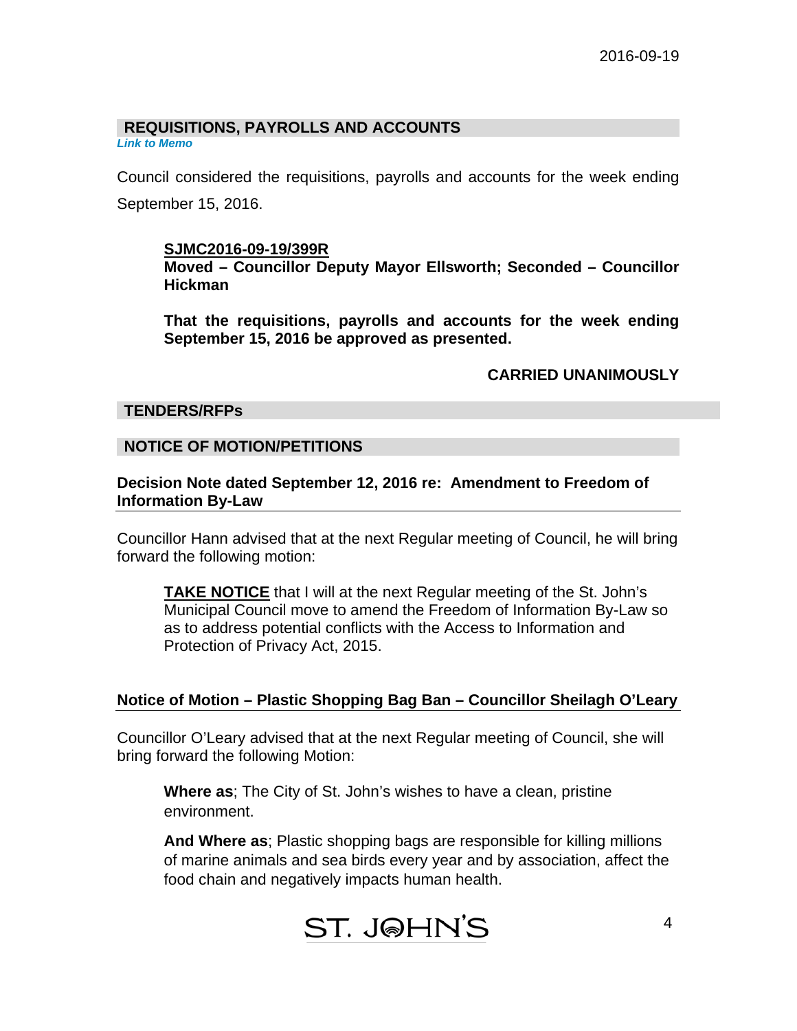## REQUISITIONS, PAYROLLS AND ACCOUNTS

*Link to Memo*

Council considered the requisitions, payrolls and accounts for the week ending September 15, 2016.

> **SJMC2016-09-19/399R**
> **Moved – Councillor Deputy Mayor Ellsworth; Seconded – Councillor Hickman**
>
> **That the requisitions, payrolls and accounts for the week ending September 15, 2016 be approved as presented.**
>
> **CARRIED UNANIMOUSLY**

## TENDERS/RFPs

## NOTICE OF MOTION/PETITIONS

### Decision Note dated September 12, 2016 re: Amendment to Freedom of Information By-Law

Councillor Hann advised that at the next Regular meeting of Council, he will bring forward the following motion:

> **TAKE NOTICE** that I will at the next Regular meeting of the St. John's Municipal Council move to amend the Freedom of Information By-Law so as to address potential conflicts with the Access to Information and Protection of Privacy Act, 2015.

### Notice of Motion – Plastic Shopping Bag Ban – Councillor Sheilagh O'Leary

Councillor O'Leary advised that at the next Regular meeting of Council, she will bring forward the following Motion:

> **Where as**; The City of St. John's wishes to have a clean, pristine environment.
>
> **And Where as**; Plastic shopping bags are responsible for killing millions of marine animals and sea birds every year and by association, affect the food chain and negatively impacts human health.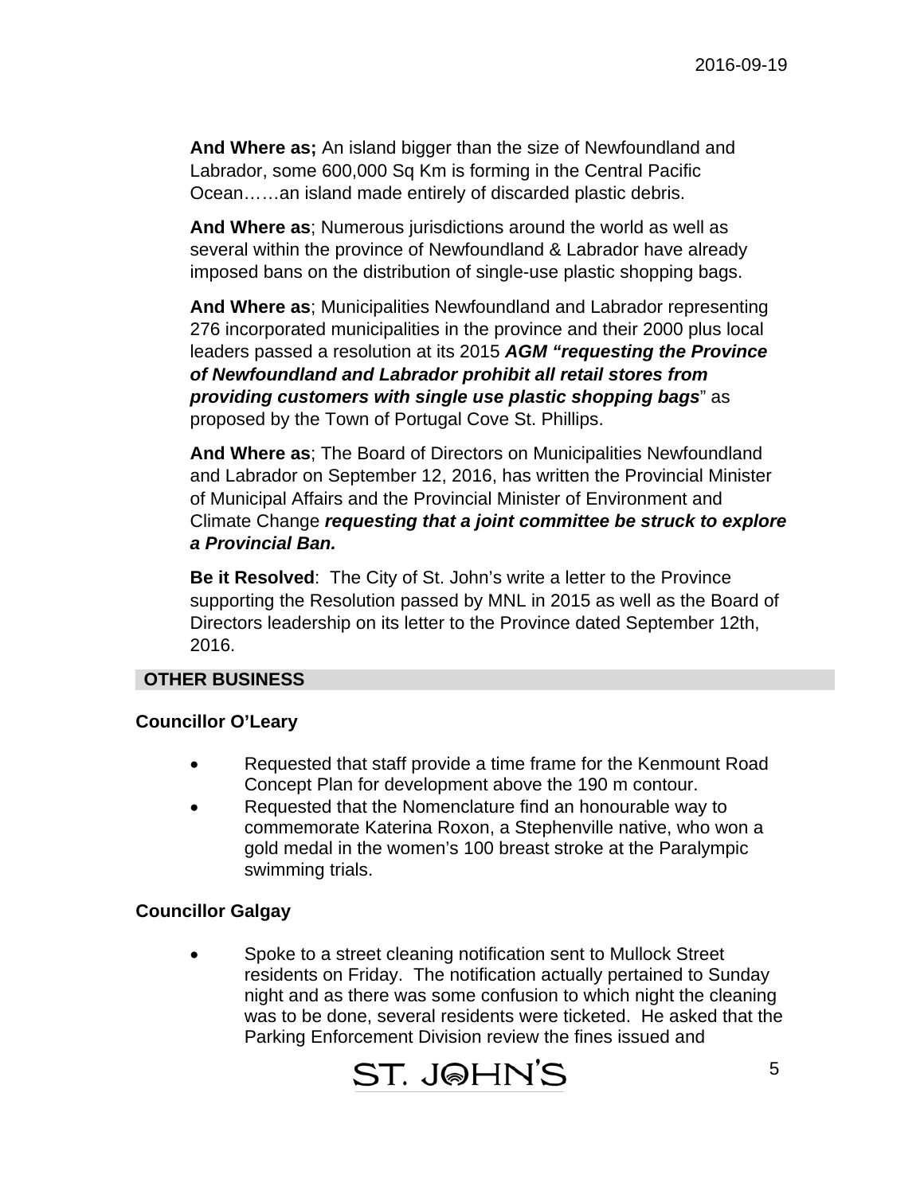**And Where as;** An island bigger than the size of Newfoundland and Labrador, some 600,000 Sq Km is forming in the Central Pacific Ocean……an island made entirely of discarded plastic debris.

**And Where as**; Numerous jurisdictions around the world as well as several within the province of Newfoundland & Labrador have already imposed bans on the distribution of single-use plastic shopping bags.

**And Where as**; Municipalities Newfoundland and Labrador representing 276 incorporated municipalities in the province and their 2000 plus local leaders passed a resolution at its 2015 ***AGM "requesting the Province of Newfoundland and Labrador prohibit all retail stores from providing customers with single use plastic shopping bags***" as proposed by the Town of Portugal Cove St. Phillips.

**And Where as**; The Board of Directors on Municipalities Newfoundland and Labrador on September 12, 2016, has written the Provincial Minister of Municipal Affairs and the Provincial Minister of Environment and Climate Change ***requesting that a joint committee be struck to explore a Provincial Ban.***

**Be it Resolved**: The City of St. John's write a letter to the Province supporting the Resolution passed by MNL in 2015 as well as the Board of Directors leadership on its letter to the Province dated September 12th, 2016.

## OTHER BUSINESS

### Councillor O'Leary

- Requested that staff provide a time frame for the Kenmount Road Concept Plan for development above the 190 m contour.
- Requested that the Nomenclature find an honourable way to commemorate Katerina Roxon, a Stephenville native, who won a gold medal in the women's 100 breast stroke at the Paralympic swimming trials.

### Councillor Galgay

- Spoke to a street cleaning notification sent to Mullock Street residents on Friday. The notification actually pertained to Sunday night and as there was some confusion to which night the cleaning was to be done, several residents were ticketed. He asked that the Parking Enforcement Division review the fines issued and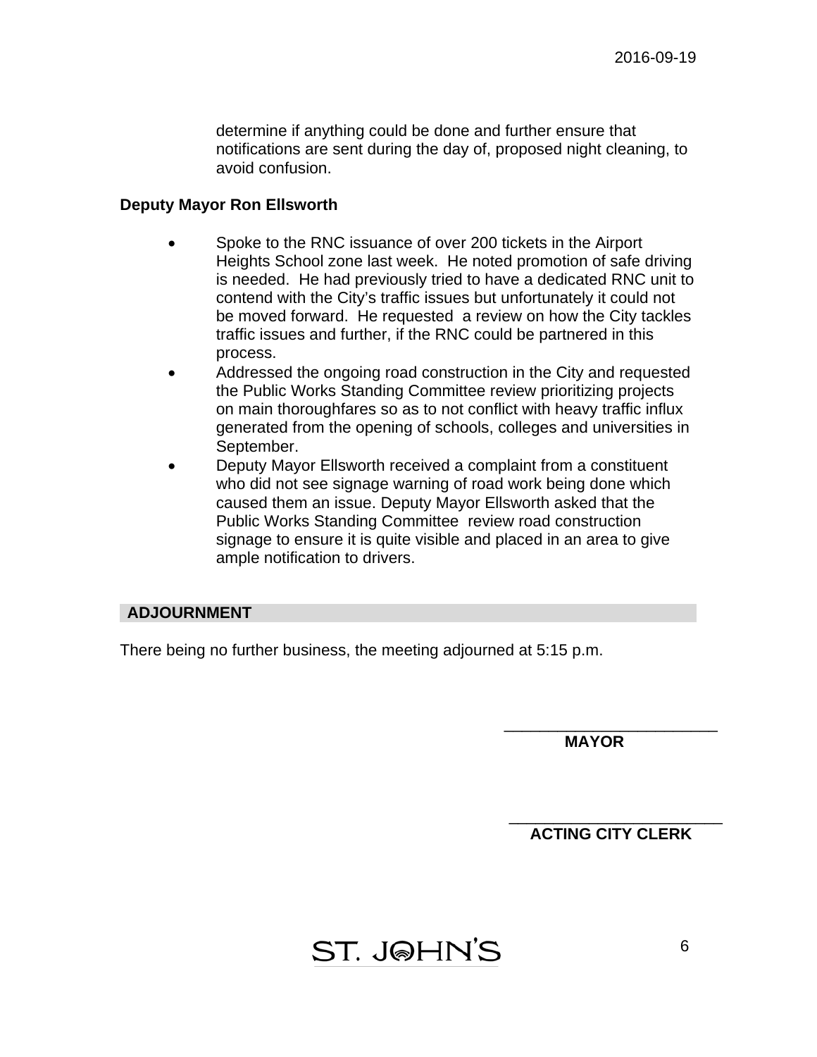determine if anything could be done and further ensure that notifications are sent during the day of, proposed night cleaning, to avoid confusion.

**Deputy Mayor Ron Ellsworth**

- Spoke to the RNC issuance of over 200 tickets in the Airport Heights School zone last week. He noted promotion of safe driving is needed. He had previously tried to have a dedicated RNC unit to contend with the City's traffic issues but unfortunately it could not be moved forward. He requested a review on how the City tackles traffic issues and further, if the RNC could be partnered in this process.
- Addressed the ongoing road construction in the City and requested the Public Works Standing Committee review prioritizing projects on main thoroughfares so as to not conflict with heavy traffic influx generated from the opening of schools, colleges and universities in September.
- Deputy Mayor Ellsworth received a complaint from a constituent who did not see signage warning of road work being done which caused them an issue. Deputy Mayor Ellsworth asked that the Public Works Standing Committee review road construction signage to ensure it is quite visible and placed in an area to give ample notification to drivers.

## ADJOURNMENT

There being no further business, the meeting adjourned at 5:15 p.m.

\_\_\_\_\_\_\_\_\_\_\_\_\_\_\_\_\_\_\_\_\_\_\_\_\_\_
**MAYOR**

\_\_\_\_\_\_\_\_\_\_\_\_\_\_\_\_\_\_\_\_\_\_\_\_\_\_
**ACTING CITY CLERK**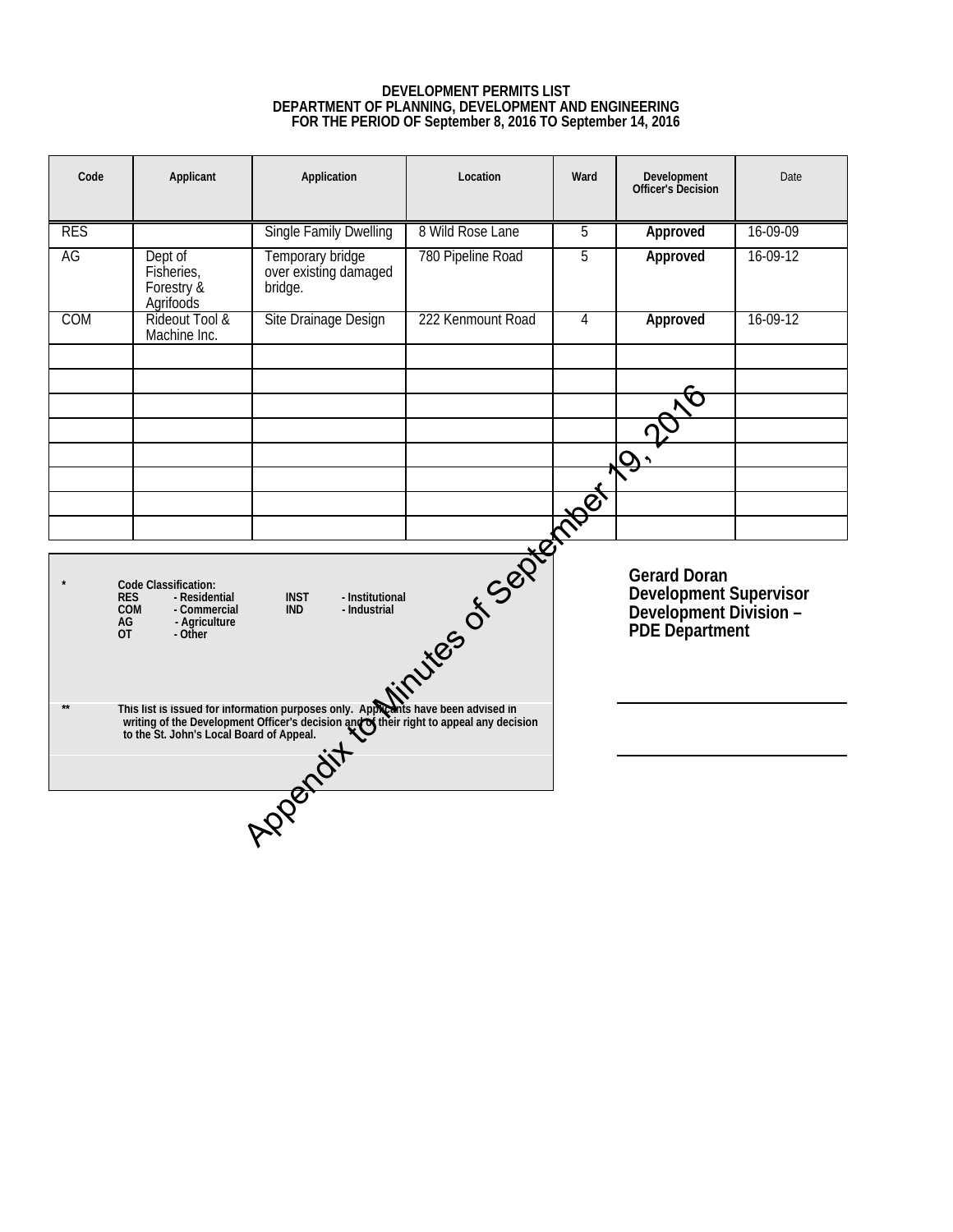**DEVELOPMENT PERMITS LIST**
**DEPARTMENT OF PLANNING, DEVELOPMENT AND ENGINEERING**
**FOR THE PERIOD OF September 8, 2016 TO September 14, 2016**

| Code | Applicant | Application | Location | Ward | Development Officer's Decision | Date |
|---|---|---|---|---|---|---|
| RES | | Single Family Dwelling | 8 Wild Rose Lane | 5 | **Approved** | 16-09-09 |
| AG | Dept of Fisheries, Forestry & Agrifoods | Temporary bridge over existing damaged bridge. | 780 Pipeline Road | 5 | **Approved** | 16-09-12 |
| COM | Rideout Tool & Machine Inc. | Site Drainage Design | 222 Kenmount Road | 4 | **Approved** | 16-09-12 |
| | | | | | | |
| | | | | | | |
| | | | | | | |
| | | | | | | |
| | | | | | | |
| | | | | | | |
| | | | | | | |
| | | | | | | |

\* Code Classification:
RES - Residential
COM - Commercial
AG - Agriculture
OT - Other
INST - Institutional
IND - Industrial

\*\* This list is issued for information purposes only. Applicants have been advised in writing of the Development Officer's decision and of their right to appeal any decision to the St. John's Local Board of Appeal.

**Gerard Doran**
**Development Supervisor**
**Development Division –**
**PDE Department**

Appendix to Minutes of September 19, 2016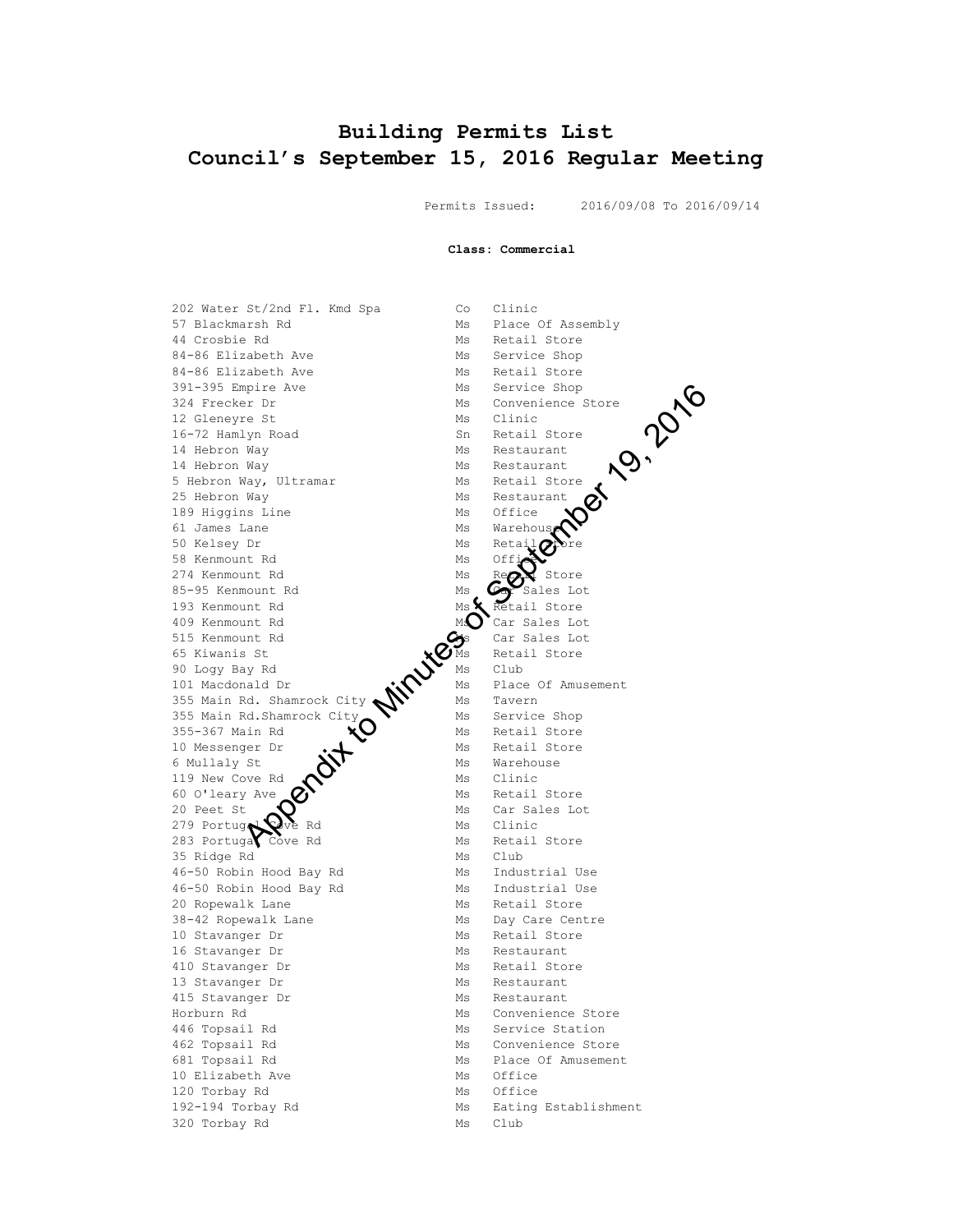# Building Permits List
# Council's September 15, 2016 Regular Meeting

Permits Issued: 2016/09/08 To 2016/09/14

**Class: Commercial**

| | | |
|---|---|---|
| 202 Water St/2nd Fl. Kmd Spa | Co | Clinic |
| 57 Blackmarsh Rd | Ms | Place Of Assembly |
| 44 Crosbie Rd | Ms | Retail Store |
| 84-86 Elizabeth Ave | Ms | Service Shop |
| 84-86 Elizabeth Ave | Ms | Retail Store |
| 391-395 Empire Ave | Ms | Service Shop |
| 324 Frecker Dr | Ms | Convenience Store |
| 12 Gleneyre St | Ms | Clinic |
| 16-72 Hamlyn Road | Sn | Retail Store |
| 14 Hebron Way | Ms | Restaurant |
| 14 Hebron Way | Ms | Restaurant |
| 5 Hebron Way, Ultramar | Ms | Retail Store |
| 25 Hebron Way | Ms | Restaurant |
| 189 Higgins Line | Ms | Office |
| 61 James Lane | Ms | Warehouse |
| 50 Kelsey Dr | Ms | Retail Store |
| 58 Kenmount Rd | Ms | Office |
| 274 Kenmount Rd | Ms | Retail Store |
| 85-95 Kenmount Rd | Ms | Car Sales Lot |
| 193 Kenmount Rd | Ms | Retail Store |
| 409 Kenmount Rd | Ms | Car Sales Lot |
| 515 Kenmount Rd | Ms | Car Sales Lot |
| 65 Kiwanis St | Ms | Retail Store |
| 90 Logy Bay Rd | Ms | Club |
| 101 Macdonald Dr | Ms | Place Of Amusement |
| 355 Main Rd. Shamrock City | Ms | Tavern |
| 355 Main Rd.Shamrock City | Ms | Service Shop |
| 355-367 Main Rd | Ms | Retail Store |
| 10 Messenger Dr | Ms | Retail Store |
| 6 Mullaly St | Ms | Warehouse |
| 119 New Cove Rd | Ms | Clinic |
| 60 O'leary Ave | Ms | Retail Store |
| 20 Peet St | Ms | Car Sales Lot |
| 279 Portugal Cove Rd | Ms | Clinic |
| 283 Portugal Cove Rd | Ms | Retail Store |
| 35 Ridge Rd | Ms | Club |
| 46-50 Robin Hood Bay Rd | Ms | Industrial Use |
| 46-50 Robin Hood Bay Rd | Ms | Industrial Use |
| 20 Ropewalk Lane | Ms | Retail Store |
| 38-42 Ropewalk Lane | Ms | Day Care Centre |
| 10 Stavanger Dr | Ms | Retail Store |
| 16 Stavanger Dr | Ms | Restaurant |
| 410 Stavanger Dr | Ms | Retail Store |
| 13 Stavanger Dr | Ms | Restaurant |
| 415 Stavanger Dr | Ms | Restaurant |
| Horburn Rd | Ms | Convenience Store |
| 446 Topsail Rd | Ms | Service Station |
| 462 Topsail Rd | Ms | Convenience Store |
| 681 Topsail Rd | Ms | Place Of Amusement |
| 10 Elizabeth Ave | Ms | Office |
| 120 Torbay Rd | Ms | Office |
| 192-194 Torbay Rd | Ms | Eating Establishment |
| 320 Torbay Rd | Ms | Club |

Appendix to Minutes of September 19, 2016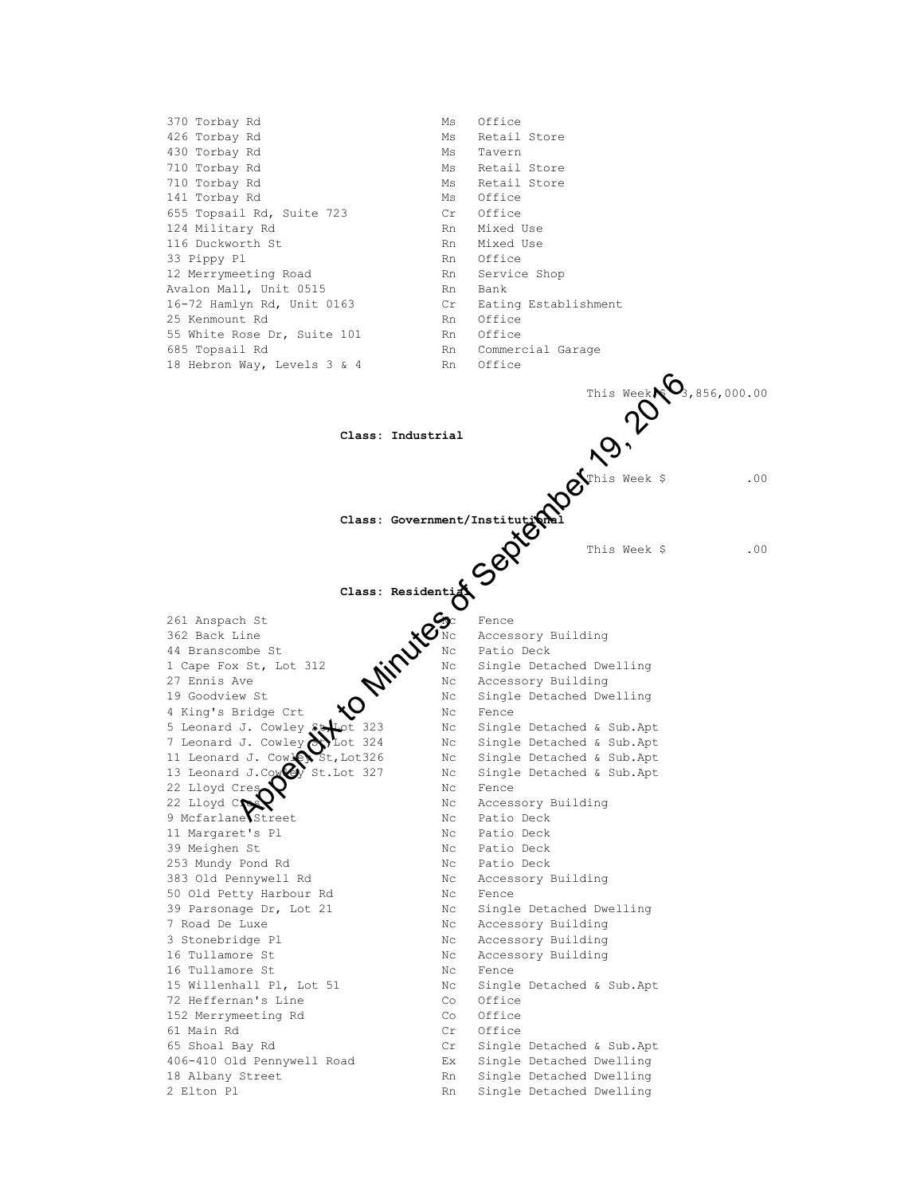| | | |
|---|---|---|
| 370 Torbay Rd | Ms | Office |
| 426 Torbay Rd | Ms | Retail Store |
| 430 Torbay Rd | Ms | Tavern |
| 710 Torbay Rd | Ms | Retail Store |
| 710 Torbay Rd | Ms | Retail Store |
| 141 Torbay Rd | Ms | Office |
| 655 Topsail Rd, Suite 723 | Cr | Office |
| 124 Military Rd | Rn | Mixed Use |
| 116 Duckworth St | Rn | Mixed Use |
| 33 Pippy Pl | Rn | Office |
| 12 Merrymeeting Road | Rn | Service Shop |
| Avalon Mall, Unit 0515 | Rn | Bank |
| 16-72 Hamlyn Rd, Unit 0163 | Cr | Eating Establishment |
| 25 Kenmount Rd | Rn | Office |
| 55 White Rose Dr, Suite 101 | Rn | Office |
| 685 Topsail Rd | Rn | Commercial Garage |
| 18 Hebron Way, Levels 3 & 4 | Rn | Office |

This Week $ 3,856,000.00

**Class: Industrial**

This Week $ .00

**Class: Government/Institutional**

This Week $ .00

**Class: Residential**

| | | |
|---|---|---|
| 261 Anspach St | Nc | Fence |
| 362 Back Line | Nc | Accessory Building |
| 44 Branscombe St | Nc | Patio Deck |
| 1 Cape Fox St, Lot 312 | Nc | Single Detached Dwelling |
| 27 Ennis Ave | Nc | Accessory Building |
| 19 Goodview St | Nc | Single Detached Dwelling |
| 4 King's Bridge Crt | Nc | Fence |
| 5 Leonard J. Cowley St, Lot 323 | Nc | Single Detached & Sub.Apt |
| 7 Leonard J. Cowley St, Lot 324 | Nc | Single Detached & Sub.Apt |
| 11 Leonard J. Cowley St, Lot326 | Nc | Single Detached & Sub.Apt |
| 13 Leonard J.Cowley St.Lot 327 | Nc | Single Detached & Sub.Apt |
| 22 Lloyd Cres | Nc | Fence |
| 22 Lloyd Cres | Nc | Accessory Building |
| 9 Mcfarlane Street | Nc | Patio Deck |
| 11 Margaret's Pl | Nc | Patio Deck |
| 39 Meighen St | Nc | Patio Deck |
| 253 Mundy Pond Rd | Nc | Patio Deck |
| 383 Old Pennywell Rd | Nc | Accessory Building |
| 50 Old Petty Harbour Rd | Nc | Fence |
| 39 Parsonage Dr, Lot 21 | Nc | Single Detached Dwelling |
| 7 Road De Luxe | Nc | Accessory Building |
| 3 Stonebridge Pl | Nc | Accessory Building |
| 16 Tullamore St | Nc | Accessory Building |
| 16 Tullamore St | Nc | Fence |
| 15 Willenhall Pl, Lot 51 | Nc | Single Detached & Sub.Apt |
| 72 Heffernan's Line | Co | Office |
| 152 Merrymeeting Rd | Co | Office |
| 61 Main Rd | Cr | Office |
| 65 Shoal Bay Rd | Cr | Single Detached & Sub.Apt |
| 406-410 Old Pennywell Road | Ex | Single Detached Dwelling |
| 18 Albany Street | Rn | Single Detached Dwelling |
| 2 Elton Pl | Rn | Single Detached Dwelling |

Appendix to Minutes of September 19, 2016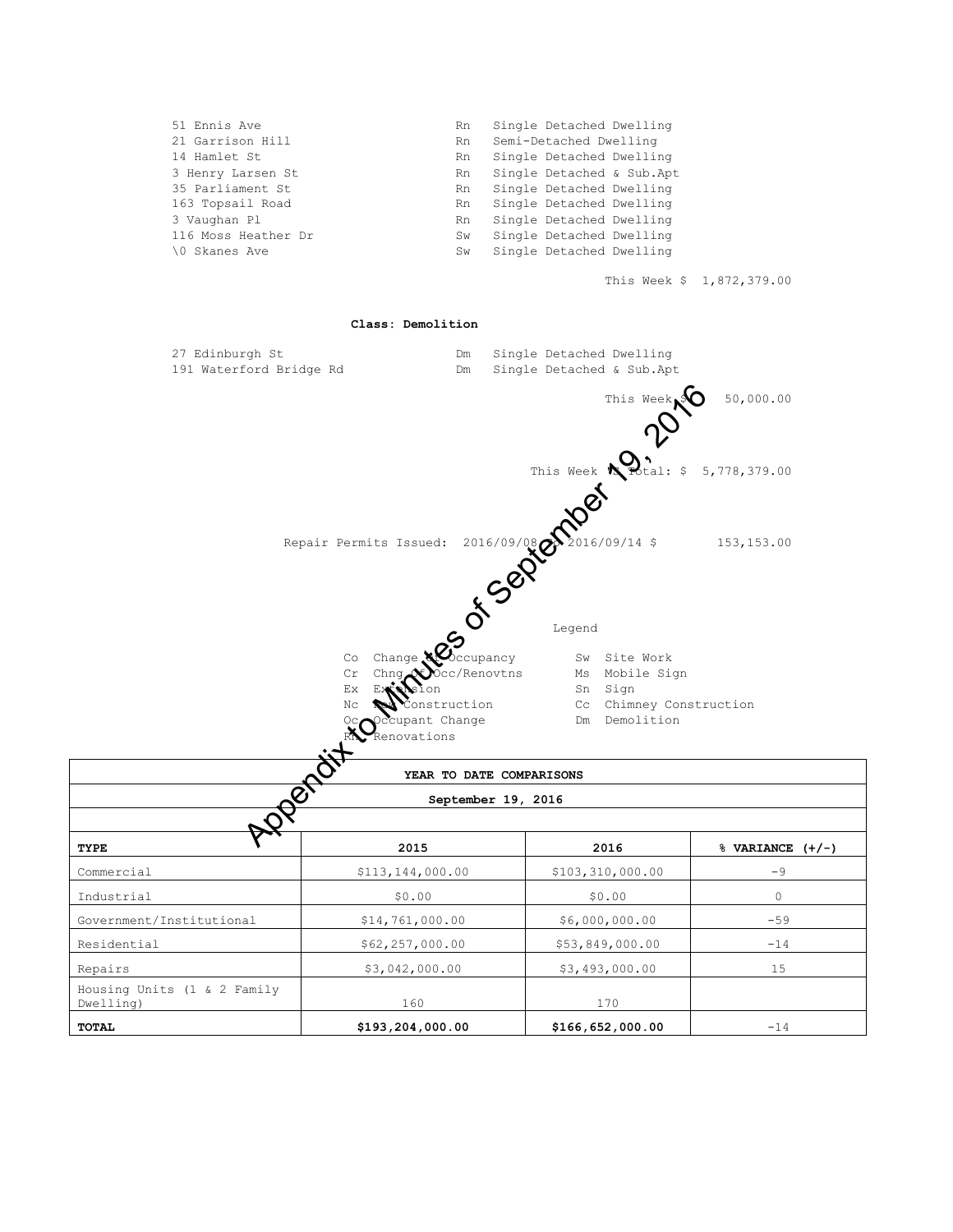| | | |
|---|---|---|
| 51 Ennis Ave | Rn | Single Detached Dwelling |
| 21 Garrison Hill | Rn | Semi-Detached Dwelling |
| 14 Hamlet St | Rn | Single Detached Dwelling |
| 3 Henry Larsen St | Rn | Single Detached & Sub.Apt |
| 35 Parliament St | Rn | Single Detached Dwelling |
| 163 Topsail Road | Rn | Single Detached Dwelling |
| 3 Vaughan Pl | Rn | Single Detached Dwelling |
| 116 Moss Heather Dr | Sw | Single Detached Dwelling |
| \0 Skanes Ave | Sw | Single Detached Dwelling |

This Week $ 1,872,379.00

**Class: Demolition**

| | | |
|---|---|---|
| 27 Edinburgh St | Dm | Single Detached Dwelling |
| 191 Waterford Bridge Rd | Dm | Single Detached & Sub.Apt |

This Week $ 50,000.00

This Week's Total: $ 5,778,379.00

Repair Permits Issued: 2016/09/08 to 2016/09/14 $ 153,153.00

Appendix to Minutes of September 19, 2016

Legend

| | | | |
|---|---|---|---|
| Co | Change of Occupancy | Sw | Site Work |
| Cr | Chng of Occ/Renovtns | Ms | Mobile Sign |
| Ex | Extension | Sn | Sign |
| Nc | New Construction | Cc | Chimney Construction |
| Oc | Occupant Change | Dm | Demolition |
| Rn | Renovations | | |

**YEAR TO DATE COMPARISONS**

**September 19, 2016**

| TYPE | 2015 | 2016 | % VARIANCE (+/-) |
|---|---|---|---|
| Commercial | $113,144,000.00 | $103,310,000.00 | -9 |
| Industrial | $0.00 | $0.00 | 0 |
| Government/Institutional | $14,761,000.00 | $6,000,000.00 | -59 |
| Residential | $62,257,000.00 | $53,849,000.00 | -14 |
| Repairs | $3,042,000.00 | $3,493,000.00 | 15 |
| Housing Units (1 & 2 Family Dwelling) | 160 | 170 | |
| **TOTAL** | **$193,204,000.00** | **$166,652,000.00** | -14 |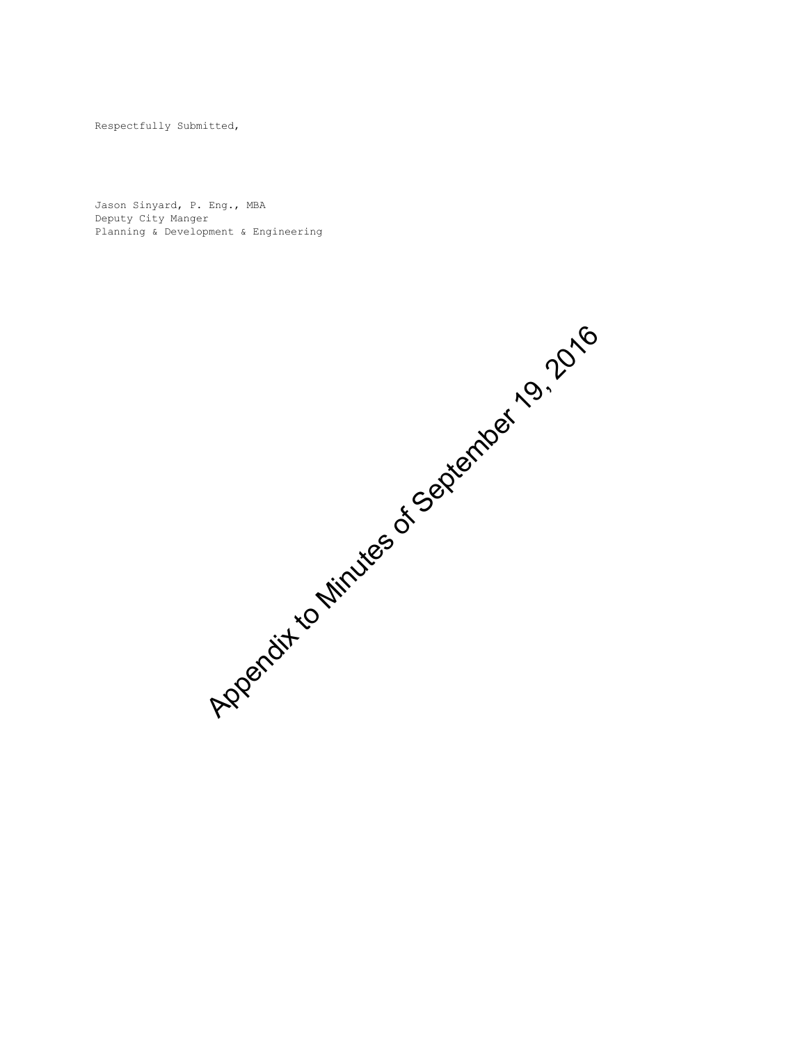Respectfully Submitted,

Jason Sinyard, P. Eng., MBA
Deputy City Manger
Planning & Development & Engineering

Appendix to Minutes of September 19, 2016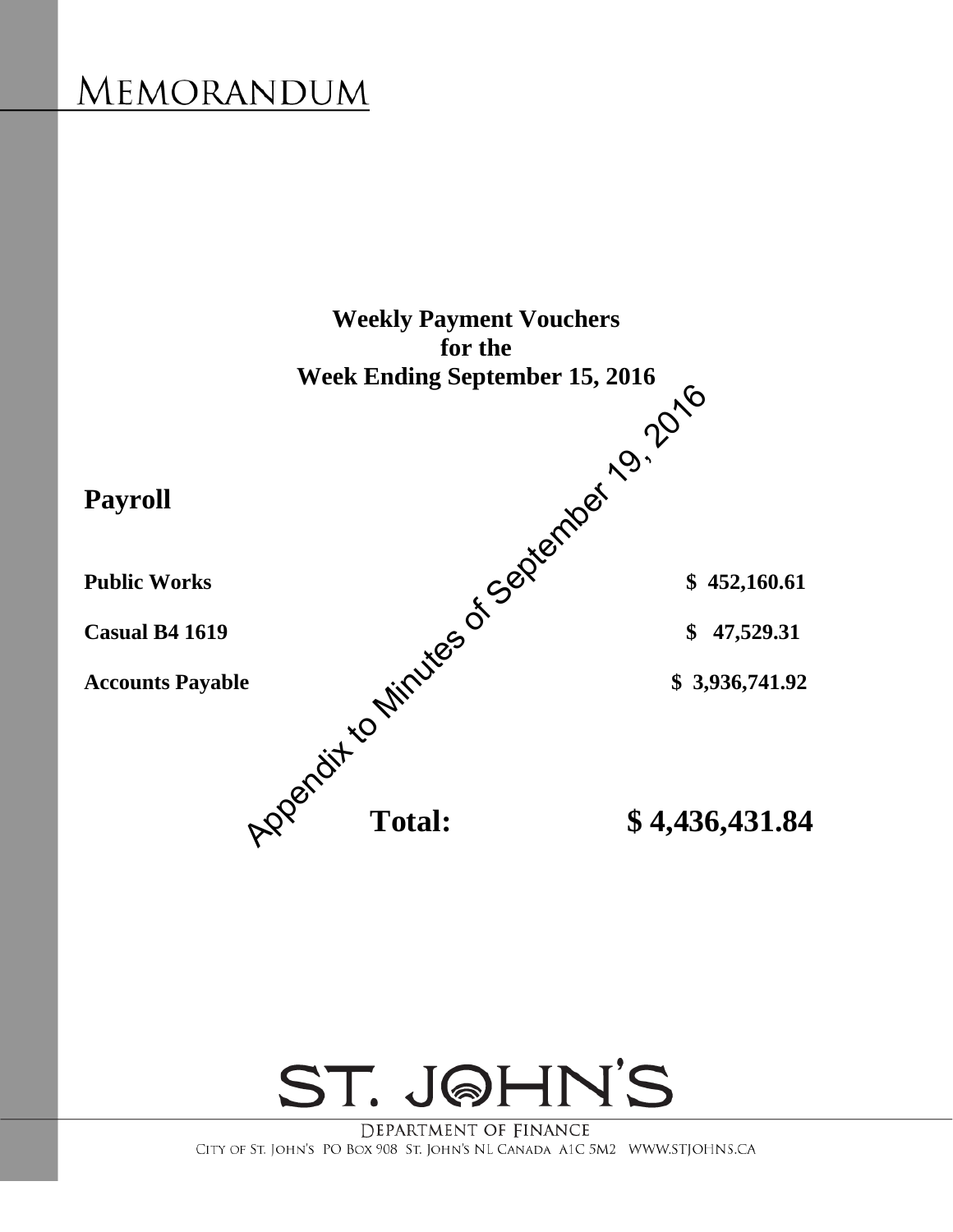# MEMORANDUM

**Weekly Payment Vouchers**
**for the**
**Week Ending September 15, 2016**

Appendix to Minutes of September 19, 2016

## Payroll

| | |
|---|---|
| **Public Works** | **$ 452,160.61** |
| **Casual B4 1619** | **$ 47,529.31** |
| **Accounts Payable** | **$ 3,936,741.92** |
| **Total:** | **$ 4,436,431.84** |

ST. JOHN'S

DEPARTMENT OF FINANCE

CITY OF ST. JOHN'S PO BOX 908 ST. JOHN'S NL CANADA A1C 5M2 WWW.STJOHNS.CA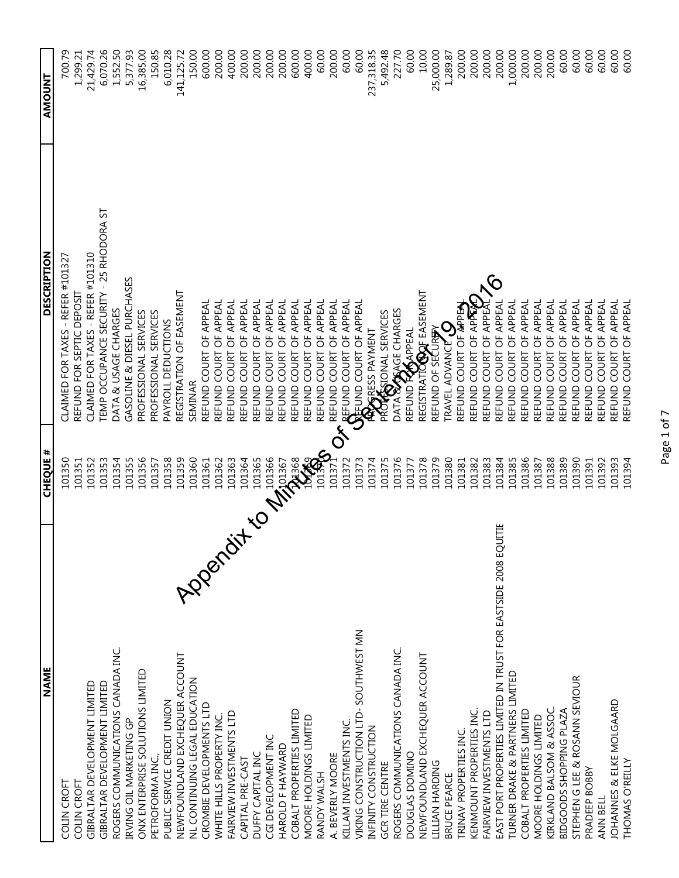Appendix to Minutes of September 19, 2016

| NAME | CHEQUE # | DESCRIPTION | AMOUNT |
|---|---|---|---|
| COLIN CROFT | 101350 | CLAIMED FOR TAXES - REFER #101327 | 700.79 |
| COLIN CROFT | 101351 | REFUND FOR SEPTIC DEPOSIT | 1,299.21 |
| GIBRALTAR DEVELOPMENT LIMITED | 101352 | CLAIMED FOR TAXES - REFER #101310 | 21,429.74 |
| GIBRALTAR DEVELOPMENT LIMITED | 101353 | TEMP OCCUPANCE SECURITY - 25 RHODORA ST | 6,070.26 |
| ROGERS COMMUNICATIONS CANADA INC. | 101354 | DATA & USAGE CHARGES | 1,552.50 |
| IRVING OIL MARKETING GP | 101355 | GASOLINE & DIESEL PURCHASES | 5,377.93 |
| ONX ENTERPRISE SOLUTIONS LIMITED | 101356 | PROFESSIONAL SERVICES | 16,385.00 |
| PETROFORMA INC., | 101357 | PROFESSIONAL SERVICES | 150.85 |
| PUBLIC SERVICE CREDIT UNION | 101358 | PAYROLL DEDUCTIONS | 6,010.28 |
| NEWFOUNDLAND EXCHEQUER ACCOUNT | 101359 | REGISTRATION OF EASEMENT | 141,125.72 |
| NL CONTINUING LEGAL EDUCATION | 101360 | SEMINAR | 150.00 |
| CROMBIE DEVELOPMENTS LTD | 101361 | REFUND COURT OF APPEAL | 600.00 |
| WHITE HILLS PROPERTY INC. | 101362 | REFUND COURT OF APPEAL | 200.00 |
| FAIRVIEW INVESTMENTS LTD | 101363 | REFUND COURT OF APPEAL | 400.00 |
| CAPITAL PRE-CAST | 101364 | REFUND COURT OF APPEAL | 200.00 |
| DUFFY CAPITAL INC | 101365 | REFUND COURT OF APPEAL | 200.00 |
| CGI DEVELOPMENT INC | 101366 | REFUND COURT OF APPEAL | 200.00 |
| HAROLD F HAYWARD | 101367 | REFUND COURT OF APPEAL | 200.00 |
| COBALT PROPERTIES LIMITED | 101368 | REFUND COURT OF APPEAL | 600.00 |
| MOORE HOLDINGS LIMITED | 101369 | REFUND COURT OF APPEAL | 400.00 |
| RANDY WALSH | 101370 | REFUND COURT OF APPEAL | 60.00 |
| A. BEVERLY MOORE | 101371 | REFUND COURT OF APPEAL | 200.00 |
| KILLAM INVESTMENTS INC. | 101372 | REFUND COURT OF APPEAL | 60.00 |
| VIKING CONSTRUCTION LTD- SOUTHWEST MN | 101373 | REFUND COURT OF APPEAL | 60.00 |
| INFINITY CONSTRUCTION | 101374 | PROGRESS PAYMENT | 237,318.35 |
| GCR TIRE CENTRE | 101375 | PROFESSIONAL SERVICES | 5,492.48 |
| ROGERS COMMUNICATIONS CANADA INC. | 101376 | DATA & USAGE CHARGES | 227.70 |
| DOUGLAS DOMINO | 101377 | REFUND FOR APPEAL | 60.00 |
| NEWFOUNDLAND EXCHEQUER ACCOUNT | 101378 | REGISTRATION OF EASEMENT | 10.00 |
| LILLIAN HARDING | 101379 | REFUND OF SECURITY | 25,000.00 |
| BRUCE PEARCE | 101380 | TRAVEL ADVANCE | 1,289.87 |
| TRINAV PROPERTIES INC. | 101381 | REFUND COURT OF APPEAL | 200.00 |
| KENMOUNT PROPERTIES INC. | 101382 | REFUND COURT OF APPEAL | 200.00 |
| FAIRVIEW INVESTMENTS LTD | 101383 | REFUND COURT OF APPEAL | 200.00 |
| EAST PORT PROPERTIES LIMITED IN TRUST FOR EASTSIDE 2008 EQUITIE | 101384 | REFUND COURT OF APPEAL | 200.00 |
| TURNER DRAKE & PARTNERS LIMITED | 101385 | REFUND COURT OF APPEAL | 1,000.00 |
| COBALT PROPERTIES LIMITED | 101386 | REFUND COURT OF APPEAL | 200.00 |
| MOORE HOLDINGS LIMITED | 101387 | REFUND COURT OF APPEAL | 200.00 |
| KIRKLAND BALSOM & ASSOC. | 101388 | REFUND COURT OF APPEAL | 200.00 |
| BIDGOODS SHOPPING PLAZA | 101389 | REFUND COURT OF APPEAL | 60.00 |
| STEPHEN G LEE & ROSANN SEVIOUR | 101390 | REFUND COURT OF APPEAL | 60.00 |
| PRADEEP BOBBY | 101391 | REFUND COURT OF APPEAL | 60.00 |
| ANN BELL | 101392 | REFUND COURT OF APPEAL | 60.00 |
| JOHANNES & ELKE MOLGAARD | 101393 | REFUND COURT OF APPEAL | 60.00 |
| THOMAS O'REILLY | 101394 | REFUND COURT OF APPEAL | 60.00 |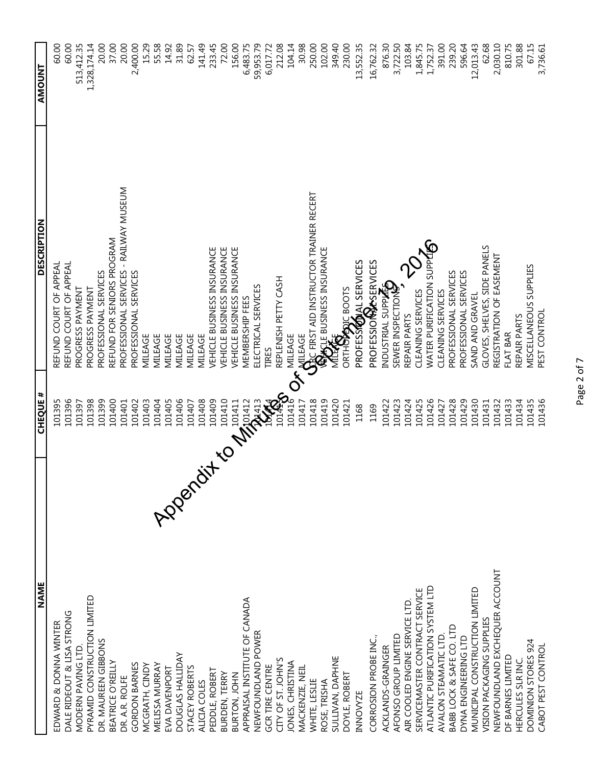| NAME | CHEQUE # | DESCRIPTION | AMOUNT |
|---|---|---|---|
| EDWARD & DONNA WINTER | 101395 | REFUND COURT OF APPEAL | 60.00 |
| DALE RIDEOUT & LISA STRONG | 101396 | REFUND COURT OF APPEAL | 60.00 |
| MODERN PAVING LTD. | 101397 | PROGRESS PAYMENT | 513,412.35 |
| PYRAMID CONSTRUCTION LIMITED | 101398 | PROGRESS PAYMENT | 1,328,174.14 |
| DR. MAUREEN GIBBONS | 101399 | PROFESSIONAL SERVICES | 20.00 |
| BEATRICE O'REILLY | 101400 | REFUND FOR SENIORS PROGRAM | 37.00 |
| DR. A.R. ROLFE | 101401 | PROFESSIONAL SERVICES - RAILWAY MUSEUM | 20.00 |
| GORDON BARNES | 101402 | PROFESSIONAL SERVICES | 2,400.00 |
| MCGRATH, CINDY | 101403 | MILEAGE | 15.29 |
| MELISSA MURRAY | 101404 | MILEAGE | 55.58 |
| EVA DAVENPORT | 101405 | MILEAGE | 14.92 |
| DOUGLAS HALLIDAY | 101406 | MILEAGE | 31.89 |
| STACEY ROBERTS | 101407 | MILEAGE | 62.57 |
| ALICIA COLES | 101408 | MILEAGE | 141.49 |
| PEDDLE, ROBERT | 101409 | VEHICLE BUSINESS INSURANCE | 233.45 |
| BURDEN, TERRY | 101410 | VEHICLE BUSINESS INSURANCE | 72.00 |
| BURTON, JOHN | 101411 | VEHICLE BUSINESS INSURANCE | 156.00 |
| APPRAISAL INSTITUTE OF CANADA | 101412 | MEMBERSHIP FEES | 6,483.75 |
| NEWFOUNDLAND POWER | 101413 | ELECTRICAL SERVICES | 59,953.79 |
| GCR TIRE CENTRE | 101414 | TIRES | 6,017.72 |
| CITY OF ST. JOHN'S | 101415 | REPLENISH PETTY CASH | 212.08 |
| JONES, CHRISTINA | 101416 | MILEAGE | 104.14 |
| MACKENZIE, NEIL | 101417 | MILEAGE | 30.98 |
| WHITE, LESLIE | 101418 | CRC FIRST AID INSTRUCTOR TRAINER RECERT | 250.00 |
| ROSE, TRISHA | 101419 | VEHICLE BUSINESS INSURANCE | 102.00 |
| SULLIVAN, DAPHNE | 101420 | MILEAGE | 349.40 |
| DOYLE, ROBERT | 101421 | ORTHOPEDIC BOOTS | 230.00 |
| INNOVYZE | 1168 | PROFESSIONAL SERVICES | 13,552.35 |
| CORROSION PROBE INC., | 1169 | PROFESSIONAL SERVICES | 16,762.32 |
| ACKLANDS-GRAINGER | 101422 | INDUSTRIAL SUPPLIES | 876.30 |
| AFONSO GROUP LIMITED | 101423 | SEWER INSPECTIONS | 3,722.50 |
| AIR COOLED ENGINE SERVICE LTD. | 101424 | REPAIR PARTS | 103.84 |
| SERVICEMASTER CONTRACT SERVICE | 101425 | CLEANING SERVICES | 1,845.75 |
| ATLANTIC PURIFICATION SYSTEM LTD | 101426 | WATER PURIFICATION SUPPLIES | 1,752.37 |
| AVALON STEAMATIC LTD. | 101427 | CLEANING SERVICES | 391.00 |
| BABB LOCK & SAFE CO. LTD | 101428 | PROFESSIONAL SERVICES | 239.20 |
| DYNA ENGINEERING LTD | 101429 | PROFESSIONAL SERVICES | 596.64 |
| MUNICIPAL CONSTRUCTION LIMITED | 101430 | SAND AND GRAVEL | 12,013.43 |
| VISION PACKAGING SUPPLIES | 101431 | GLOVES, SHELVES, SIDE PANELS | 62.68 |
| NEWFOUNDLAND EXCHEQUER ACCOUNT | 101432 | REGISTRATION OF EASEMENT | 2,030.10 |
| DF BARNES LIMITED | 101433 | FLAT BAR | 810.75 |
| HERCULES SLR INC. | 101434 | REPAIR PARTS | 301.88 |
| DOMINION STORES 924 | 101435 | MISCELLANEOUS SUPPLIES | 67.15 |
| CABOT PEST CONTROL | 101436 | PEST CONTROL | 3,736.61 |

Appendix to Minutes of September 19, 2016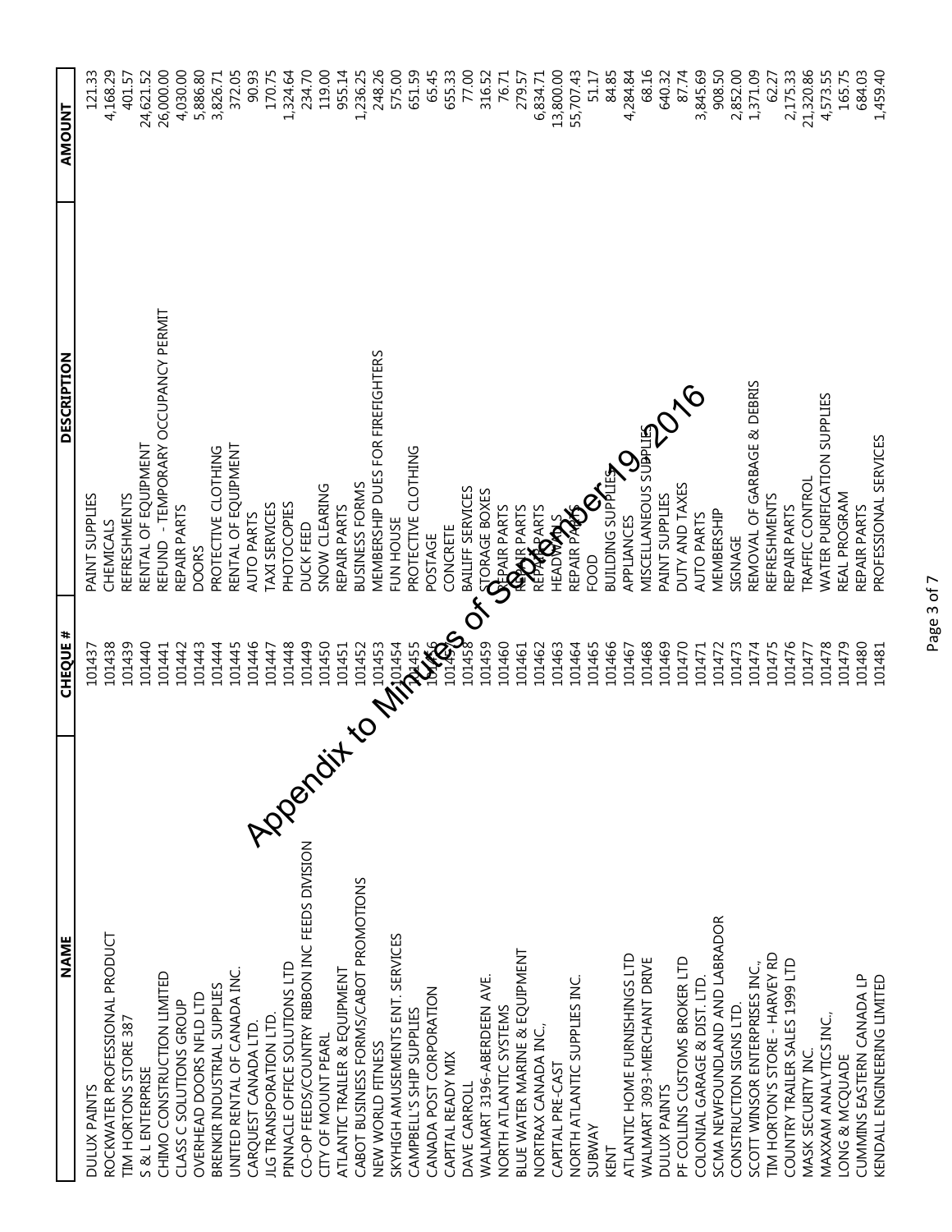| NAME | CHEQUE # | DESCRIPTION | AMOUNT |
|---|---|---|---|
| DULUX PAINTS | 101437 | PAINT SUPPLIES | 121.33 |
| ROCKWATER PROFESSIONAL PRODUCT | 101438 | CHEMICALS | 4,168.29 |
| TIM HORTONS STORE 387 | 101439 | REFRESHMENTS | 401.57 |
| S & L ENTERPRISE | 101440 | RENTAL OF EQUIPMENT | 24,621.52 |
| CHIMO CONSTRUCTION LIMITED | 101441 | REFUND - TEMPORARY OCCUPANCY PERMIT | 26,000.00 |
| CLASS C SOLUTIONS GROUP | 101442 | REPAIR PARTS | 4,030.00 |
| OVERHEAD DOORS NFLD LTD | 101443 | DOORS | 5,886.80 |
| BRENKIR INDUSTRIAL SUPPLIES | 101444 | PROTECTIVE CLOTHING | 3,826.71 |
| UNITED RENTAL OF CANADA INC. | 101445 | RENTAL OF EQUIPMENT | 372.05 |
| CARQUEST CANADA LTD. | 101446 | AUTO PARTS | 90.93 |
| JLG TRANSPORATION LTD. | 101447 | TAXI SERVICES | 170.75 |
| PINNACLE OFFICE SOLUTIONS LTD | 101448 | PHOTOCOPIES | 1,324.64 |
| CO-OP FEEDS/COUNTRY RIBBON INC FEEDS DIVISION | 101449 | DUCK FEED | 234.70 |
| CITY OF MOUNT PEARL | 101450 | SNOW CLEARING | 119.00 |
| ATLANTIC TRAILER & EQUIPMENT | 101451 | REPAIR PARTS | 955.14 |
| CABOT BUSINESS FORMS/CABOT PROMOTIONS | 101452 | BUSINESS FORMS | 1,236.25 |
| NEW WORLD FITNESS | 101453 | MEMBERSHIP DUES FOR FIREFIGHTERS | 248.26 |
| SKYHIGH AMUSEMENTS ENT. SERVICES | 101454 | FUN HOUSE | 575.00 |
| CAMPBELL'S SHIP SUPPLIES | 101455 | PROTECTIVE CLOTHING | 651.59 |
| CANADA POST CORPORATION | 101456 | POSTAGE | 65.45 |
| CAPITAL READY MIX | 101457 | CONCRETE | 655.33 |
| DAVE CARROLL | 101458 | BAILIFF SERVICES | 77.00 |
| WALMART 3196-ABERDEEN AVE. | 101459 | STORAGE BOXES | 316.52 |
| NORTH ATLANTIC SYSTEMS | 101460 | REPAIR PARTS | 76.71 |
| BLUE WATER MARINE & EQUIPMENT | 101461 | REPAIR PARTS | 279.57 |
| NORTRAX CANADA INC., | 101462 | REPAIR PARTS | 6,834.71 |
| CAPITAL PRE-CAST | 101463 | HEADWALLS | 13,800.00 |
| NORTH ATLANTIC SUPPLIES INC. | 101464 | REPAIR PARTS | 55,707.43 |
| SUBWAY | 101465 | FOOD | 51.17 |
| KENT | 101466 | BUILDING SUPPLIES | 84.85 |
| ATLANTIC HOME FURNISHINGS LTD | 101467 | APPLIANCES | 4,284.84 |
| WALMART 3093-MERCHANT DRIVE | 101468 | MISCELLANEOUS SUPPLIES | 68.16 |
| DULUX PAINTS | 101469 | PAINT SUPPLIES | 640.32 |
| PF COLLINS CUSTOMS BROKER LTD | 101470 | DUTY AND TAXES | 87.74 |
| COLONIAL GARAGE & DIST. LTD. | 101471 | AUTO PARTS | 3,845.69 |
| SCMA NEWFOUNDLAND AND LABRADOR | 101472 | MEMBERSHIP | 908.50 |
| CONSTRUCTION SIGNS LTD. | 101473 | SIGNAGE | 2,852.00 |
| SCOTT WINSOR ENTERPRISES INC., | 101474 | REMOVAL OF GARBAGE & DEBRIS | 1,371.09 |
| TIM HORTON'S STORE - HARVEY RD | 101475 | REFRESHMENTS | 62.27 |
| COUNTRY TRAILER SALES 1999 LTD | 101476 | REPAIR PARTS | 2,175.33 |
| MASK SECURITY INC. | 101477 | TRAFFIC CONTROL | 21,320.86 |
| MAXXAM ANALYTICS INC., | 101478 | WATER PURIFICATION SUPPLIES | 4,573.55 |
| LONG & MCQUADE | 101479 | REAL PROGRAM | 165.75 |
| CUMMINS EASTERN CANADA LP | 101480 | REPAIR PARTS | 684.03 |
| KENDALL ENGINEERING LIMITED | 101481 | PROFESSIONAL SERVICES | 1,459.40 |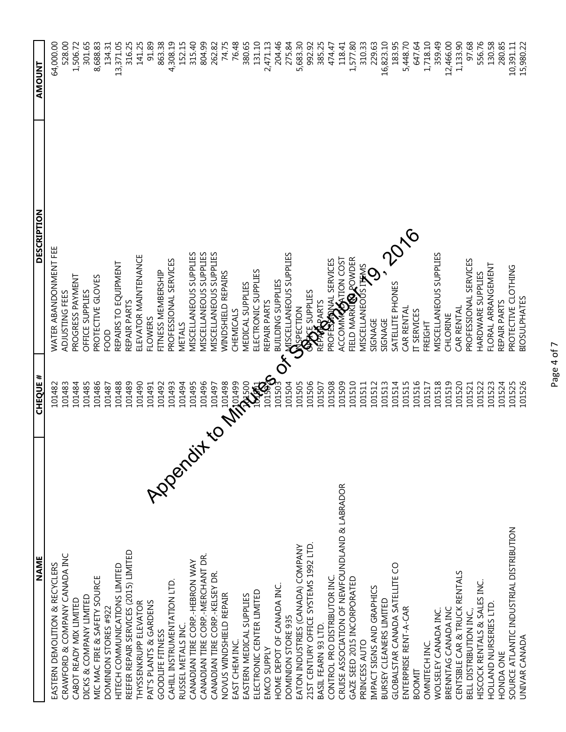| NAME | CHEQUE # | DESCRIPTION | AMOUNT |
| --- | --- | --- | --- |
| EASTERN DEMOLITION & RECYCLERS | 101482 | WATER ABANDONMENT FEE | 64,000.00 |
| CRAWFORD & COMPANY CANADA INC | 101483 | ADJUSTING FEES | 528.00 |
| CABOT READY MIX LIMITED | 101484 | PROGRESS PAYMENT | 1,506.72 |
| DICKS & COMPANY LIMITED | 101485 | OFFICE SUPPLIES | 301.65 |
| MIC MAC FIRE & SAFETY SOURCE | 101486 | PROTECTIVE GLOVES | 8,688.83 |
| DOMINION STORES #922 | 101487 | FOOD | 134.31 |
| HITECH COMMUNICATIONS LIMITED | 101488 | REPAIRS TO EQUIPMENT | 13,371.05 |
| REEFER REPAIR SERVICES (2015) LIMITED | 101489 | REPAIR PARTS | 316.25 |
| THYSSENKRUPP ELEVATOR | 101490 | ELEVATOR MAINTENANCE | 141.25 |
| PAT'S PLANTS & GARDENS | 101491 | FLOWERS | 91.89 |
| GOODLIFE FITNESS | 101492 | FITNESS MEMBERSHIP | 863.38 |
| CAHILL INSTRUMENTATION LTD. | 101493 | PROFESSIONAL SERVICES | 4,308.19 |
| RUSSEL METALS INC. | 101494 | METALS | 152.15 |
| CANADIAN TIRE CORP.-HEBRON WAY | 101495 | MISCELLANEOUS SUPPLIES | 315.40 |
| CANADIAN TIRE CORP.-MERCHANT DR. | 101496 | MISCELLANEOUS SUPPLIES | 804.99 |
| CANADIAN TIRE CORP.-KELSEY DR. | 101497 | MISCELLANEOUS SUPPLIES | 262.82 |
| NOVUS WINDSHIELD REPAIR | 101498 | WINDSHIELD REPAIRS | 74.75 |
| EAST CHEM INC. | 101499 | CHEMICALS | 76.48 |
| EASTERN MEDICAL SUPPLIES | 101500 | MEDICAL SUPPLIES | 380.65 |
| ELECTRONIC CENTER LIMITED | 101501 | ELECTRONIC SUPPLIES | 131.10 |
| EMCO SUPPLY | 101502 | REPAIR PARTS | 2,471.13 |
| HOME DEPOT OF CANADA INC. | 101503 | BUILDING SUPPLIES | 204.46 |
| DOMINION STORE 935 | 101504 | MISCELLANEOUS SUPPLIES | 275.84 |
| EATON INDUSTRIES (CANADA) COMPANY | 101505 | INSPECTION | 5,683.30 |
| 21ST CENTURY OFFICE SYSTEMS 1992 LTD. | 101506 | OFFICE SUPPLIES | 992.92 |
| BASIL FEARN 93 LTD. | 101507 | REPAIR PARTS | 385.25 |
| CONTROL PRO DISTRIBUTOR INC. | 101508 | PROFESSIONAL SERVICES | 474.47 |
| CRUISE ASSOCIATION OF NEWFOUNDLAND & LABRADOR | 101509 | ACCOMMODATION COST | 118.41 |
| GAZE SEED 2015 INCORPORATED | 101510 | FIELD MARKING POWDER | 1,577.80 |
| PRINCESS AUTO | 101511 | MISCELLANEOUS ITEMS | 310.33 |
| IMPACT SIGNS AND GRAPHICS | 101512 | SIGNAGE | 229.63 |
| BURSEY CLEANERS LIMITED | 101513 | SIGNAGE | 16,823.10 |
| GLOBALSTAR CANADA SATELLITE CO | 101514 | SATELLITE PHONES | 183.95 |
| ENTERPRISE RENT-A-CAR | 101515 | CAR RENTAL | 5,448.70 |
| BOOMIT | 101516 | IT SERVICES | 647.64 |
| OMNITECH INC. | 101517 | FREIGHT | 1,718.10 |
| WOLSELEY CANADA INC. | 101518 | MISCELLANEOUS SUPPLIES | 359.49 |
| BRENNTAG CANADA INC | 101519 | CHLORINE | 12,466.00 |
| CENTSIBLE CAR & TRUCK RENTALS | 101520 | CAR RENTAL | 1,133.90 |
| BELL DISTRIBUTION INC., | 101521 | PROFESSIONAL SERVICES | 97.68 |
| HISCOCK RENTALS & SALES INC. | 101522 | HARDWARE SUPPLIES | 556.76 |
| HOLLAND NURSERIES LTD. | 101523 | FLORAL ARRANGEMENT | 130.58 |
| HONDA ONE | 101524 | REPAIR PARTS | 280.85 |
| SOURCE ATLANTIC INDUSTRIAL DISTRIBUTION | 101525 | PROTECTIVE CLOTHING | 10,391.11 |
| UNIVAR CANADA | 101526 | BIOSULPHATES | 15,980.22 |

Appendix to Minutes of September 19, 2016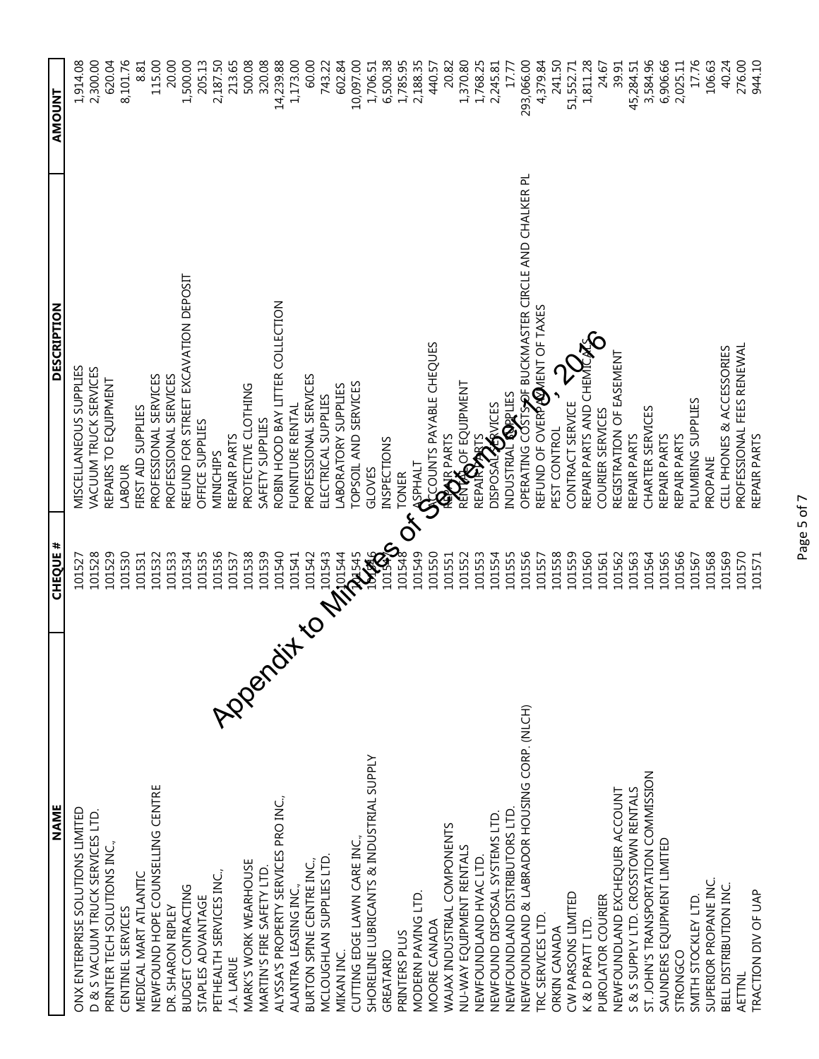| NAME | CHEQUE # | DESCRIPTION | AMOUNT |
|---|---|---|---|
| ONX ENTERPRISE SOLUTIONS LIMITED | 101527 | MISCELLANEOUS SUPPLIES | 1,914.08 |
| D & S VACUUM TRUCK SERVICES LTD. | 101528 | VACUUM TRUCK SERVICES | 2,300.00 |
| PRINTER TECH SOLUTIONS INC., | 101529 | REPAIRS TO EQUIPMENT | 620.04 |
| CENTINEL SERVICES | 101530 | LABOUR | 8,101.76 |
| MEDICAL MART ATLANTIC | 101531 | FIRST AID SUPPLIES | 8.81 |
| NEWFOUND HOPE COUNSELLING CENTRE | 101532 | PROFESSIONAL SERVICES | 115.00 |
| DR. SHARON RIPLEY | 101533 | PROFESSIONAL SERVICES | 20.00 |
| BUDGET CONTRACTING | 101534 | REFUND FOR STREET EXCAVATION DEPOSIT | 1,500.00 |
| STAPLES ADVANTAGE | 101535 | OFFICE SUPPLIES | 205.13 |
| PETHEALTH SERVICES INC., | 101536 | MINICHIPS | 2,187.50 |
| J.A. LARUE | 101537 | REPAIR PARTS | 213.65 |
| MARK'S WORK WEARHOUSE | 101538 | PROTECTIVE CLOTHING | 500.08 |
| MARTIN'S FIRE SAFETY LTD. | 101539 | SAFETY SUPPLIES | 320.08 |
| ALYSSA'S PROPERTY SERVICES PRO INC., | 101540 | ROBIN HOOD BAY LITTER COLLECTION | 14,239.88 |
| ALANTRA LEASING INC., | 101541 | FURNITURE RENTAL | 1,173.00 |
| BURTON SPINE CENTRE INC., | 101542 | PROFESSIONAL SERVICES | 60.00 |
| MCLOUGHLAN SUPPLIES LTD. | 101543 | ELECTRICAL SUPPLIES | 743.22 |
| MIKAN INC. | 101544 | LABORATORY SUPPLIES | 602.84 |
| CUTTING EDGE LAWN CARE INC., | 101545 | TOPSOIL AND SERVICES | 10,097.00 |
| SHORELINE LUBRICANTS & INDUSTRIAL SUPPLY | 101546 | GLOVES | 1,706.51 |
| GREATARIO | 101547 | INSPECTIONS | 6,500.38 |
| PRINTERS PLUS | 101548 | TONER | 1,785.95 |
| MODERN PAVING LTD. | 101549 | ASPHALT | 2,188.35 |
| MOORE CANADA | 101550 | ACCOUNTS PAYABLE CHEQUES | 440.57 |
| WAJAX INDUSTRIAL COMPONENTS | 101551 | REPAIR PARTS | 20.82 |
| NU-WAY EQUIPMENT RENTALS | 101552 | RENTAL OF EQUIPMENT | 1,370.80 |
| NEWFOUNDLAND HVAC LTD. | 101553 | REPAIR PARTS | 1,768.25 |
| NEWFOUND DISPOSAL SYSTEMS LTD. | 101554 | DISPOSAL SERVICES | 2,245.81 |
| NEWFOUNDLAND DISTRIBUTORS LTD. | 101555 | INDUSTRIAL SUPPLIES | 17.77 |
| NEWFOUNDLAND & LABRADOR HOUSING CORP. (NLCH) | 101556 | OPERATING COSTS OF BUCKMASTER CIRCLE AND CHALKER PL | 293,066.00 |
| TRC SERVICES LTD. | 101557 | REFUND OF OVERPAYMENT OF TAXES | 4,379.84 |
| ORKIN CANADA | 101558 | PEST CONTROL | 241.50 |
| CW PARSONS LIMITED | 101559 | CONTRACT SERVICE | 51,552.71 |
| K & D PRATT LTD. | 101560 | REPAIR PARTS AND CHEMICALS | 1,811.28 |
| PUROLATOR COURIER | 101561 | COURIER SERVICES | 24.67 |
| NEWFOUNDLAND EXCHEQUER ACCOUNT | 101562 | REGISTRATION OF EASEMENT | 39.91 |
| S & S SUPPLY LTD. CROSSTOWN RENTALS | 101563 | REPAIR PARTS | 45,284.51 |
| ST. JOHN'S TRANSPORTATION COMMISSION | 101564 | CHARTER SERVICES | 3,584.96 |
| SAUNDERS EQUIPMENT LIMITED | 101565 | REPAIR PARTS | 6,906.66 |
| STRONGCO | 101566 | REPAIR PARTS | 2,025.11 |
| SMITH STOCKLEY LTD. | 101567 | PLUMBING SUPPLIES | 17.76 |
| SUPERIOR PROPANE INC. | 101568 | PROPANE | 106.63 |
| BELL DISTRIBUTION INC. | 101569 | CELL PHONES & ACCESSORIES | 40.24 |
| AETTNL | 101570 | PROFESSIONAL FEES RENEWAL | 276.00 |
| TRACTION DIV OF UAP | 101571 | REPAIR PARTS | 944.10 |

Appendix to Minutes of September 19, 2016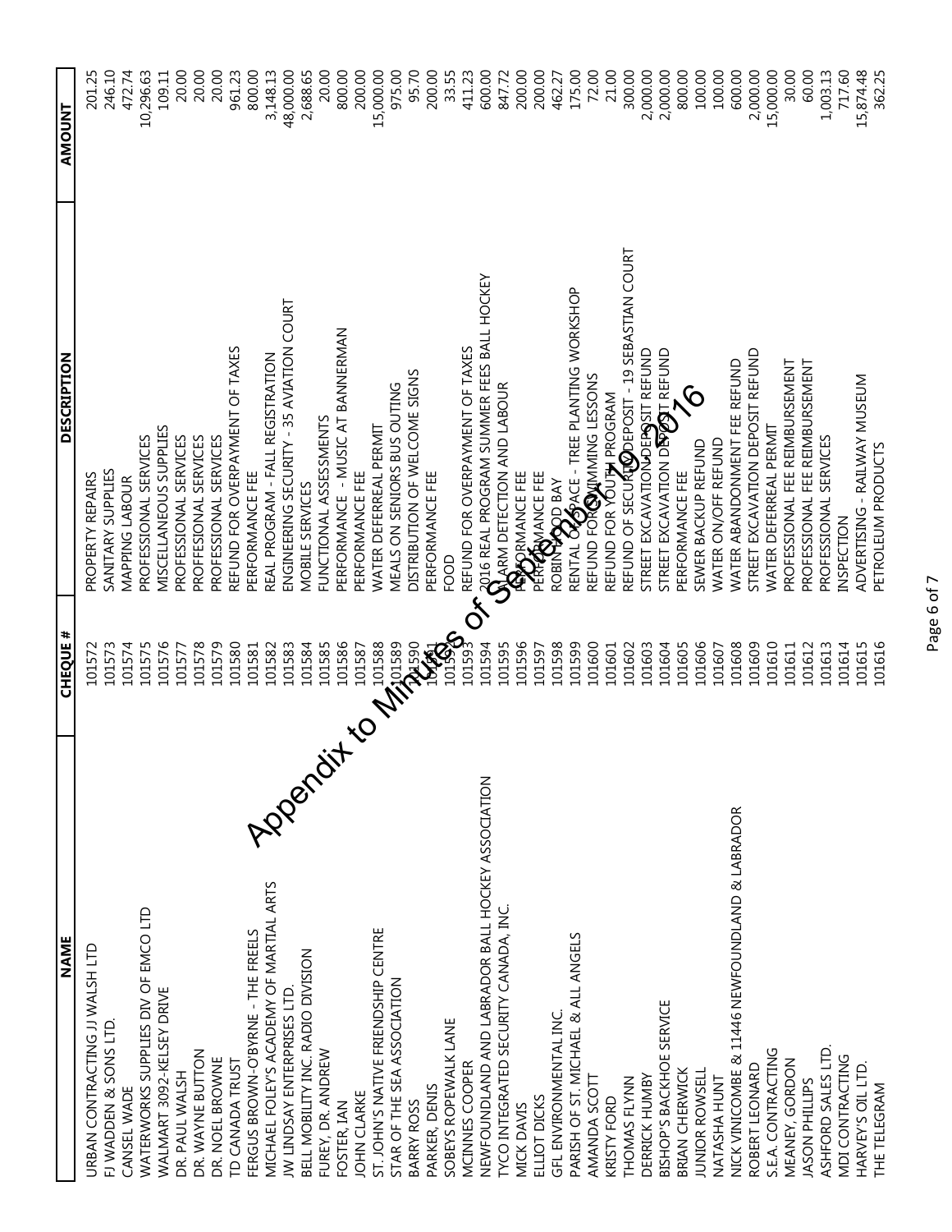| NAME | CHEQUE # | DESCRIPTION | AMOUNT |
|---|---|---|---|
| URBAN CONTRACTING JJ WALSH LTD | 101572 | PROPERTY REPAIRS | 201.25 |
| FJ WADDEN & SONS LTD. | 101573 | SANITARY SUPPLIES | 246.10 |
| CANSEL WADE | 101574 | MAPPING LABOUR | 472.74 |
| WATERWORKS SUPPLIES DIV OF EMCO LTD | 101575 | PROFESSIONAL SERVICES | 10,296.63 |
| WALMART 3092-KELSEY DRIVE | 101576 | MISCELLANEOUS SUPPLIES | 109.11 |
| DR. PAUL WALSH | 101577 | PROFESSIONAL SERVICES | 20.00 |
| DR. WAYNE BUTTON | 101578 | PROFFESSIONAL SERVICES | 20.00 |
| DR. NOEL BROWNE | 101579 | PROFESSIONAL SERVICES | 20.00 |
| TD CANADA TRUST | 101580 | REFUND FOR OVERPAYMENT OF TAXES | 961.23 |
| FERGUS BROWN-O'BYRNE - THE FREELS | 101581 | PERFORMANCE FEE | 800.00 |
| MICHAEL FOLEY'S ACADEMY OF MARTIAL ARTS | 101582 | REAL PROGRAM - FALL REGISTRATION | 3,148.13 |
| JW LINDSAY ENTERPRISES LTD. | 101583 | ENGINEERING SECURITY - 35 AVIATION COURT | 48,000.00 |
| BELL MOBILITY INC. RADIO DIVISION | 101584 | MOBILE SERVICES | 2,688.65 |
| FUREY, DR. ANDREW | 101585 | FUNCTIONAL ASSESSMENTS | 20.00 |
| FOSTER, IAN | 101586 | PERFORMANCE - MUSIC AT BANNERMAN | 800.00 |
| JOHN CLARKE | 101587 | PERFORMANCE FEE | 200.00 |
| ST. JOHN'S NATIVE FRIENDSHIP CENTRE | 101588 | WATER DEFERREAL PERMIT | 15,000.00 |
| STAR OF THE SEA ASSOCIATION | 101589 | MEALS ON SENIORS BUS OUTING | 975.00 |
| BARRY ROSS | 101590 | DISTRIBUTION OF WELCOME SIGNS | 95.70 |
| PARKER, DENIS | 101591 | PERFORMANCE FEE | 200.00 |
| SOBEYS ROPEWALK LANE | 101592 | FOOD | 33.55 |
| MCINNES COOPER | 101593 | REFUND FOR OVERPAYMENT OF TAXES | 411.23 |
| NEWFOUNDLAND AND LABRADOR BALL HOCKEY ASSOCIATION | 101594 | 2016 REAL PROGRAM SUMMER FEES BALL HOCKEY | 600.00 |
| TYCO INTEGRATED SECURITY CANADA, INC. | 101595 | ALARM DETECTION AND LABOUR | 847.72 |
| MICK DAVIS | 101596 | PERFORMANCE FEE | 200.00 |
| ELLIOT DICKS | 101597 | PERFORMANCE FEE | 200.00 |
| GFL ENVIRONMENTAL INC. | 101598 | ROBIN HOOD BAY | 462.27 |
| PARISH OF ST. MICHAEL & ALL ANGELS | 101599 | RENTAL OF SPACE - TREE PLANTING WORKSHOP | 175.00 |
| AMANDA SCOTT | 101600 | REFUND FOR SWIMMING LESSONS | 72.00 |
| KRISTY FORD | 101601 | REFUND FOR YOUTH PROGRAM | 21.00 |
| THOMAS FLYNN | 101602 | REFUND OF SECURITY DEPOSIT - 19 SEBASTIAN COURT | 300.00 |
| DERRICK HUMBY | 101603 | STREET EXCAVATION DEPOSIT REFUND | 2,000.00 |
| BISHOP'S BACKHOE SERVICE | 101604 | STREET EXCAVATION DEPOSIT REFUND | 2,000.00 |
| BRIAN CHERWICK | 101605 | PERFORMANCE FEE | 800.00 |
| JUNIOR ROWSELL | 101606 | SEWER BACKUP REFUND | 100.00 |
| NATASHA HUNT | 101607 | WATER ON/OFF REFUND | 100.00 |
| NICK VINICOMBE & 11446 NEWFOUNDLAND & LABRADOR | 101608 | WATER ABANDONMENT FEE REFUND | 600.00 |
| ROBERT LEONARD | 101609 | STREET EXCAVATION DEPOSIT REFUND | 2,000.00 |
| S.E.A. CONTRACTING | 101610 | WATER DEFERREAL PERMIT | 15,000.00 |
| MEANEY, GORDON | 101611 | PROFESSIONAL FEE REIMBURSEMENT | 30.00 |
| JASON PHILLIPS | 101612 | PROFESSIONAL FEE REIMBURSEMENT | 60.00 |
| ASHFORD SALES LTD. | 101613 | PROFESSIONAL SERVICES | 1,003.13 |
| MDI CONTRACTING | 101614 | INSPECTION | 717.60 |
| HARVEY'S OIL LTD. | 101615 | ADVERTISING - RAILWAY MUSEUM | 15,874.48 |
| THE TELEGRAM | 101616 | PETROLEUM PRODUCTS | 362.25 |

Appendix to Minutes of September 19, 2016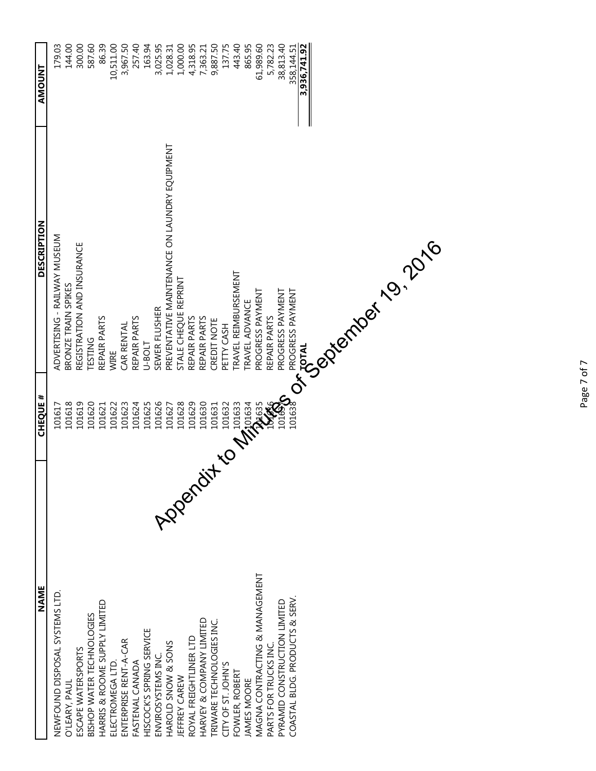| NAME | CHEQUE # | DESCRIPTION | AMOUNT |
| --- | --- | --- | --- |
| NEWFOUND DISPOSAL SYSTEMS LTD. | 101617 | ADVERTISING - RAILWAY MUSEUM | 179.03 |
| O'LEARY, PAUL | 101618 | BRONZE TRAIN SPIKES | 144.00 |
| ESCAPE WATERSPORTS | 101619 | REGISTRATION AND INSURANCE | 300.00 |
| BISHOP WATER TECHNOLOGIES | 101620 | TESTING | 587.60 |
| HARRIS & ROOME SUPPLY LIMITED | 101621 | REPAIR PARTS | 86.39 |
| ELECTROMEGA LTD. | 101622 | WIRE | 10,511.00 |
| ENTERPRISE RENT-A-CAR | 101623 | CAR RENTAL | 3,967.50 |
| FASTENAL CANADA | 101624 | REPAIR PARTS | 257.40 |
| HISCOCK'S SPRING SERVICE | 101625 | U-BOLT | 163.94 |
| ENVIROSYSTEMS INC. | 101626 | SEWER FLUSHER | 3,025.95 |
| HAROLD SNOW & SONS | 101627 | PREVENTATIVE MAINTENANCE ON LAUNDRY EQUIPMENT | 1,028.31 |
| JEFFREY CAREW | 101628 | STALE CHEQUE REPRINT | 1,000.00 |
| ROYAL FREIGHTLINER LTD | 101629 | REPAIR PARTS | 4,318.95 |
| HARVEY & COMPANY LIMITED | 101630 | REPAIR PARTS | 7,363.21 |
| TRIWARE TECHNOLOGIES INC. | 101631 | CREDIT NOTE | 9,887.50 |
| CITY OF ST. JOHN'S | 101632 | PETTY CASH | 137.75 |
| FOWLER, ROBERT | 101633 | TRAVEL REIMBURSEMENT | 443.40 |
| JAMES MOORE | 101634 | TRAVEL ADVANCE | 865.95 |
| MAGNA CONTRACTING & MANAGEMENT | 101635 | PROGRESS PAYMENT | 61,989.60 |
| PARTS FOR TRUCKS INC. | 101636 | REPAIR PARTS | 5,782.23 |
| PYRAMID CONSTRUCTION LIMITED | 101637 | PROGRESS PAYMENT | 38,813.40 |
| COASTAL BLDG. PRODUCTS & SERV. | 101638 | PROGRESS PAYMENT | 358,144.51 |
| | | **TOTAL** | **3,936,741.92** |

Appendix to Minutes of September 19, 2016